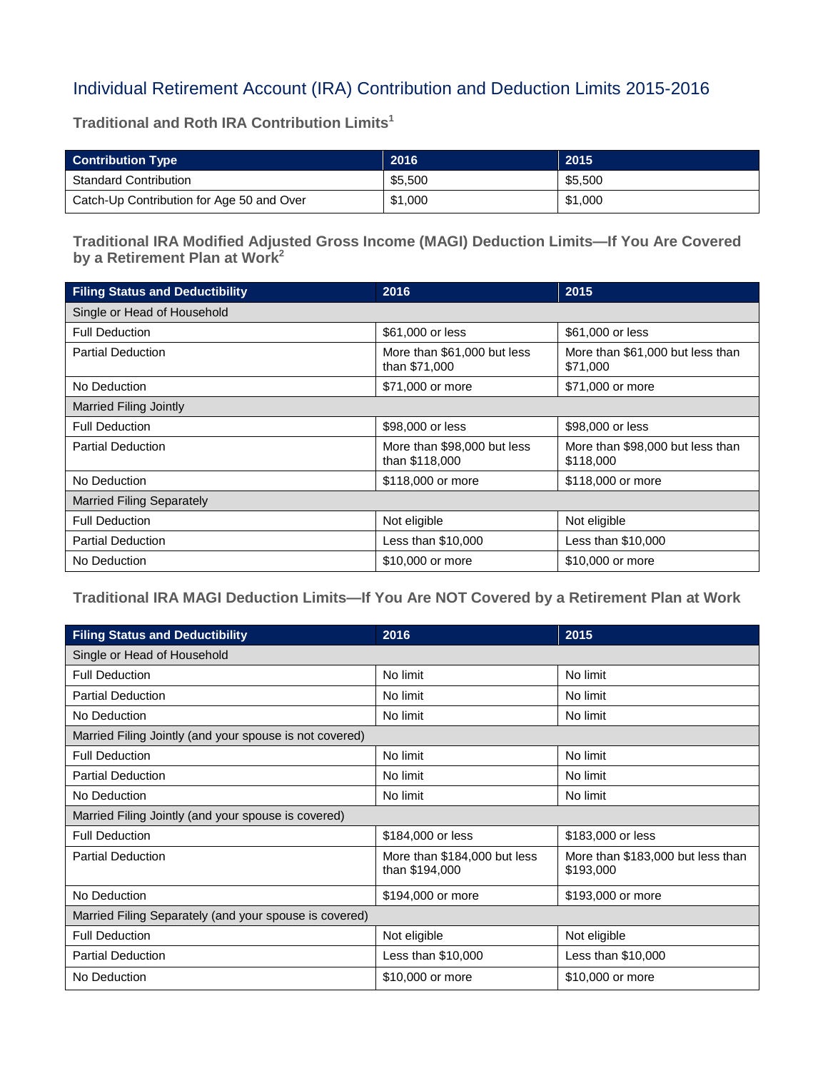# Individual Retirement Account (IRA) Contribution and Deduction Limits 2015-2016

### Traditional and Roth IRA Contribution Limits[1]

| Contribution Type | 2016 | 2015 |
|---|---|---|
| Standard Contribution | $5,500 | $5,500 |
| Catch-Up Contribution for Age 50 and Over | $1,000 | $1,000 |

### Traditional IRA Modified Adjusted Gross Income (MAGI) Deduction Limits—If You Are Covered by a Retirement Plan at Work[2]

| Filing Status and Deductibility | 2016 | 2015 |
|---|---|---|
| Single or Head of Household | | |
| Full Deduction | $61,000 or less | $61,000 or less |
| Partial Deduction | More than $61,000 but less than $71,000 | More than $61,000 but less than $71,000 |
| No Deduction | $71,000 or more | $71,000 or more |
| Married Filing Jointly | | |
| Full Deduction | $98,000 or less | $98,000 or less |
| Partial Deduction | More than $98,000 but less than $118,000 | More than $98,000 but less than $118,000 |
| No Deduction | $118,000 or more | $118,000 or more |
| Married Filing Separately | | |
| Full Deduction | Not eligible | Not eligible |
| Partial Deduction | Less than $10,000 | Less than $10,000 |
| No Deduction | $10,000 or more | $10,000 or more |

### Traditional IRA MAGI Deduction Limits—If You Are NOT Covered by a Retirement Plan at Work

| Filing Status and Deductibility | 2016 | 2015 |
|---|---|---|
| Single or Head of Household | | |
| Full Deduction | No limit | No limit |
| Partial Deduction | No limit | No limit |
| No Deduction | No limit | No limit |
| Married Filing Jointly (and your spouse is not covered) | | |
| Full Deduction | No limit | No limit |
| Partial Deduction | No limit | No limit |
| No Deduction | No limit | No limit |
| Married Filing Jointly (and your spouse is covered) | | |
| Full Deduction | $184,000 or less | $183,000 or less |
| Partial Deduction | More than $184,000 but less than $194,000 | More than $183,000 but less than $193,000 |
| No Deduction | $194,000 or more | $193,000 or more |
| Married Filing Separately (and your spouse is covered) | | |
| Full Deduction | Not eligible | Not eligible |
| Partial Deduction | Less than $10,000 | Less than $10,000 |
| No Deduction | $10,000 or more | $10,000 or more |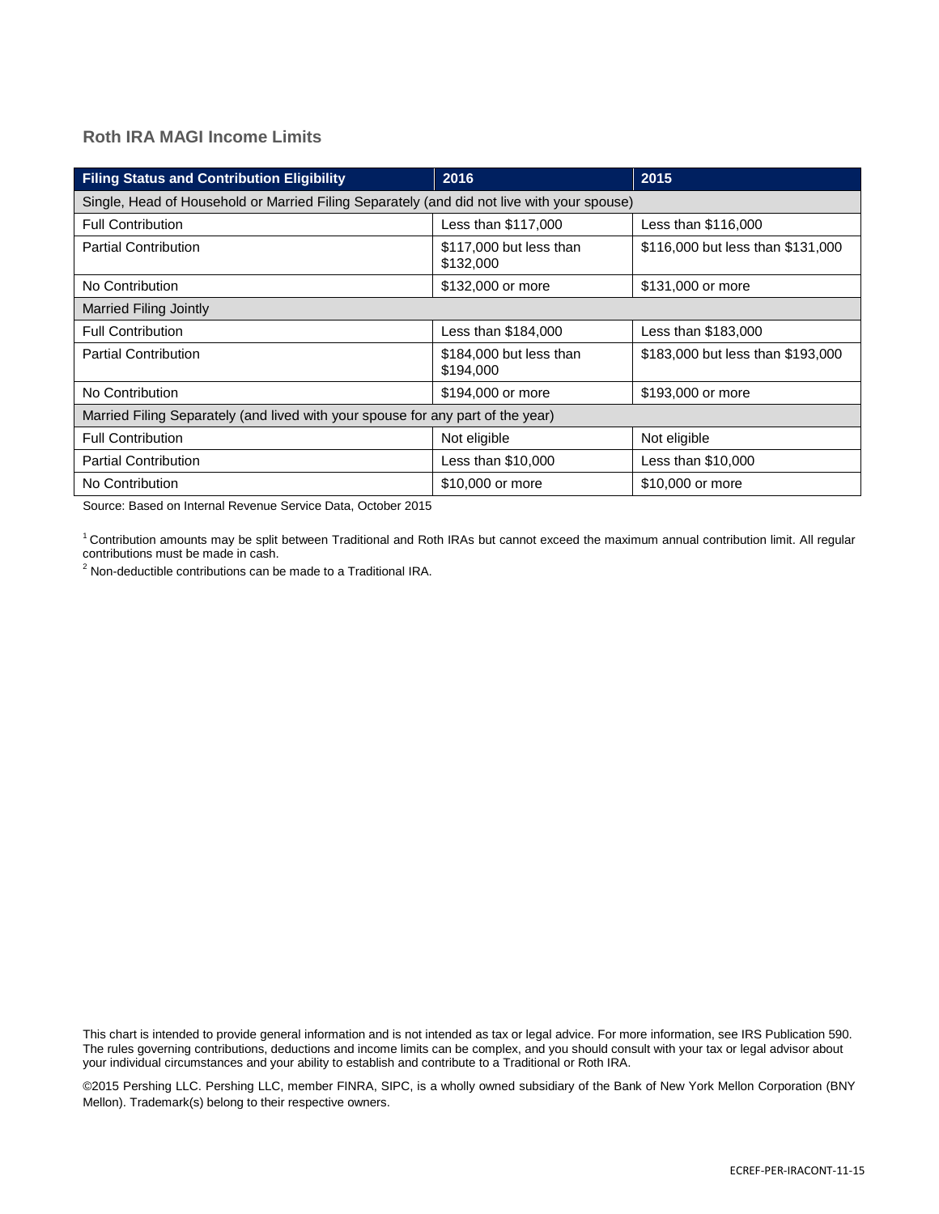## Roth IRA MAGI Income Limits

| Filing Status and Contribution Eligibility | 2016 | 2015 |
|---|---|---|
| Single, Head of Household or Married Filing Separately (and did not live with your spouse) | | |
| Full Contribution | Less than $117,000 | Less than $116,000 |
| Partial Contribution | $117,000 but less than $132,000 | $116,000 but less than $131,000 |
| No Contribution | $132,000 or more | $131,000 or more |
| Married Filing Jointly | | |
| Full Contribution | Less than $184,000 | Less than $183,000 |
| Partial Contribution | $184,000 but less than $194,000 | $183,000 but less than $193,000 |
| No Contribution | $194,000 or more | $193,000 or more |
| Married Filing Separately (and lived with your spouse for any part of the year) | | |
| Full Contribution | Not eligible | Not eligible |
| Partial Contribution | Less than $10,000 | Less than $10,000 |
| No Contribution | $10,000 or more | $10,000 or more |

Source: Based on Internal Revenue Service Data, October 2015

[1] Contribution amounts may be split between Traditional and Roth IRAs but cannot exceed the maximum annual contribution limit. All regular contributions must be made in cash.

[2] Non-deductible contributions can be made to a Traditional IRA.

This chart is intended to provide general information and is not intended as tax or legal advice. For more information, see IRS Publication 590. The rules governing contributions, deductions and income limits can be complex, and you should consult with your tax or legal advisor about your individual circumstances and your ability to establish and contribute to a Traditional or Roth IRA.

©2015 Pershing LLC. Pershing LLC, member FINRA, SIPC, is a wholly owned subsidiary of the Bank of New York Mellon Corporation (BNY Mellon). Trademark(s) belong to their respective owners.

ECREF-PER-IRACONT-11-15